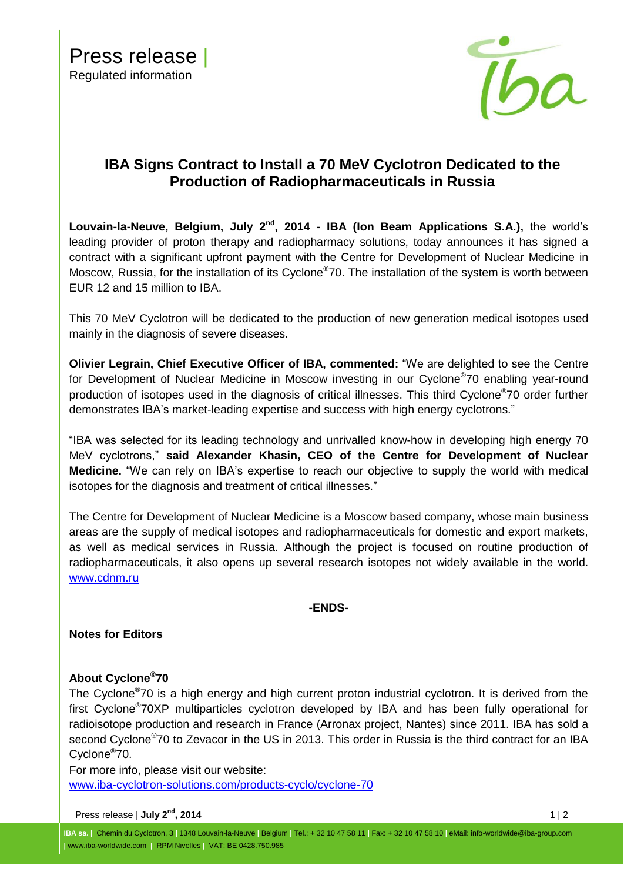Press release |
Regulated information

# IBA Signs Contract to Install a 70 MeV Cyclotron Dedicated to the Production of Radiopharmaceuticals in Russia

**Louvain-la-Neuve, Belgium, July 2nd, 2014 - IBA (Ion Beam Applications S.A.),** the world's leading provider of proton therapy and radiopharmacy solutions, today announces it has signed a contract with a significant upfront payment with the Centre for Development of Nuclear Medicine in Moscow, Russia, for the installation of its Cyclone®70. The installation of the system is worth between EUR 12 and 15 million to IBA.

This 70 MeV Cyclotron will be dedicated to the production of new generation medical isotopes used mainly in the diagnosis of severe diseases.

**Olivier Legrain, Chief Executive Officer of IBA, commented:** "We are delighted to see the Centre for Development of Nuclear Medicine in Moscow investing in our Cyclone®70 enabling year-round production of isotopes used in the diagnosis of critical illnesses. This third Cyclone®70 order further demonstrates IBA's market-leading expertise and success with high energy cyclotrons."

"IBA was selected for its leading technology and unrivalled know-how in developing high energy 70 MeV cyclotrons," **said Alexander Khasin, CEO of the Centre for Development of Nuclear Medicine.** "We can rely on IBA's expertise to reach our objective to supply the world with medical isotopes for the diagnosis and treatment of critical illnesses."

The Centre for Development of Nuclear Medicine is a Moscow based company, whose main business areas are the supply of medical isotopes and radiopharmaceuticals for domestic and export markets, as well as medical services in Russia. Although the project is focused on routine production of radiopharmaceuticals, it also opens up several research isotopes not widely available in the world. www.cdnm.ru

**-ENDS-**

## Notes for Editors

### About Cyclone®70

The Cyclone®70 is a high energy and high current proton industrial cyclotron. It is derived from the first Cyclone®70XP multiparticles cyclotron developed by IBA and has been fully operational for radioisotope production and research in France (Arronax project, Nantes) since 2011. IBA has sold a second Cyclone®70 to Zevacor in the US in 2013. This order in Russia is the third contract for an IBA Cyclone®70.

For more info, please visit our website:
www.iba-cyclotron-solutions.com/products-cyclo/cyclone-70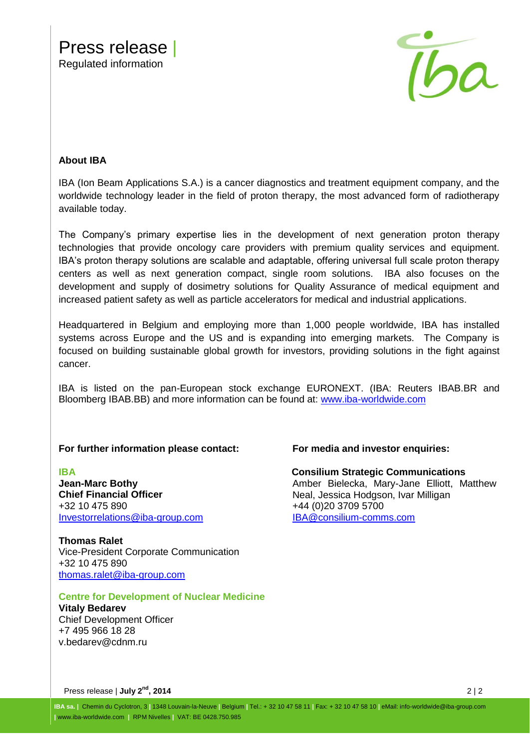Press release | Regulated information

### About IBA

IBA (Ion Beam Applications S.A.) is a cancer diagnostics and treatment equipment company, and the worldwide technology leader in the field of proton therapy, the most advanced form of radiotherapy available today.

The Company's primary expertise lies in the development of next generation proton therapy technologies that provide oncology care providers with premium quality services and equipment. IBA's proton therapy solutions are scalable and adaptable, offering universal full scale proton therapy centers as well as next generation compact, single room solutions. IBA also focuses on the development and supply of dosimetry solutions for Quality Assurance of medical equipment and increased patient safety as well as particle accelerators for medical and industrial applications.

Headquartered in Belgium and employing more than 1,000 people worldwide, IBA has installed systems across Europe and the US and is expanding into emerging markets. The Company is focused on building sustainable global growth for investors, providing solutions in the fight against cancer.

IBA is listed on the pan-European stock exchange EURONEXT. (IBA: Reuters IBAB.BR and Bloomberg IBAB.BB) and more information can be found at: www.iba-worldwide.com

**For further information please contact:**

**IBA**
**Jean-Marc Bothy**
**Chief Financial Officer**
+32 10 475 890
Investorrelations@iba-group.com

**Thomas Ralet**
Vice-President Corporate Communication
+32 10 475 890
thomas.ralet@iba-group.com

**Centre for Development of Nuclear Medicine**
**Vitaly Bedarev**
Chief Development Officer
+7 495 966 18 28
v.bedarev@cdnm.ru

**For media and investor enquiries:**

**Consilium Strategic Communications**
Amber Bielecka, Mary-Jane Elliott, Matthew Neal, Jessica Hodgson, Ivar Milligan
+44 (0)20 3709 5700
IBA@consilium-comms.com